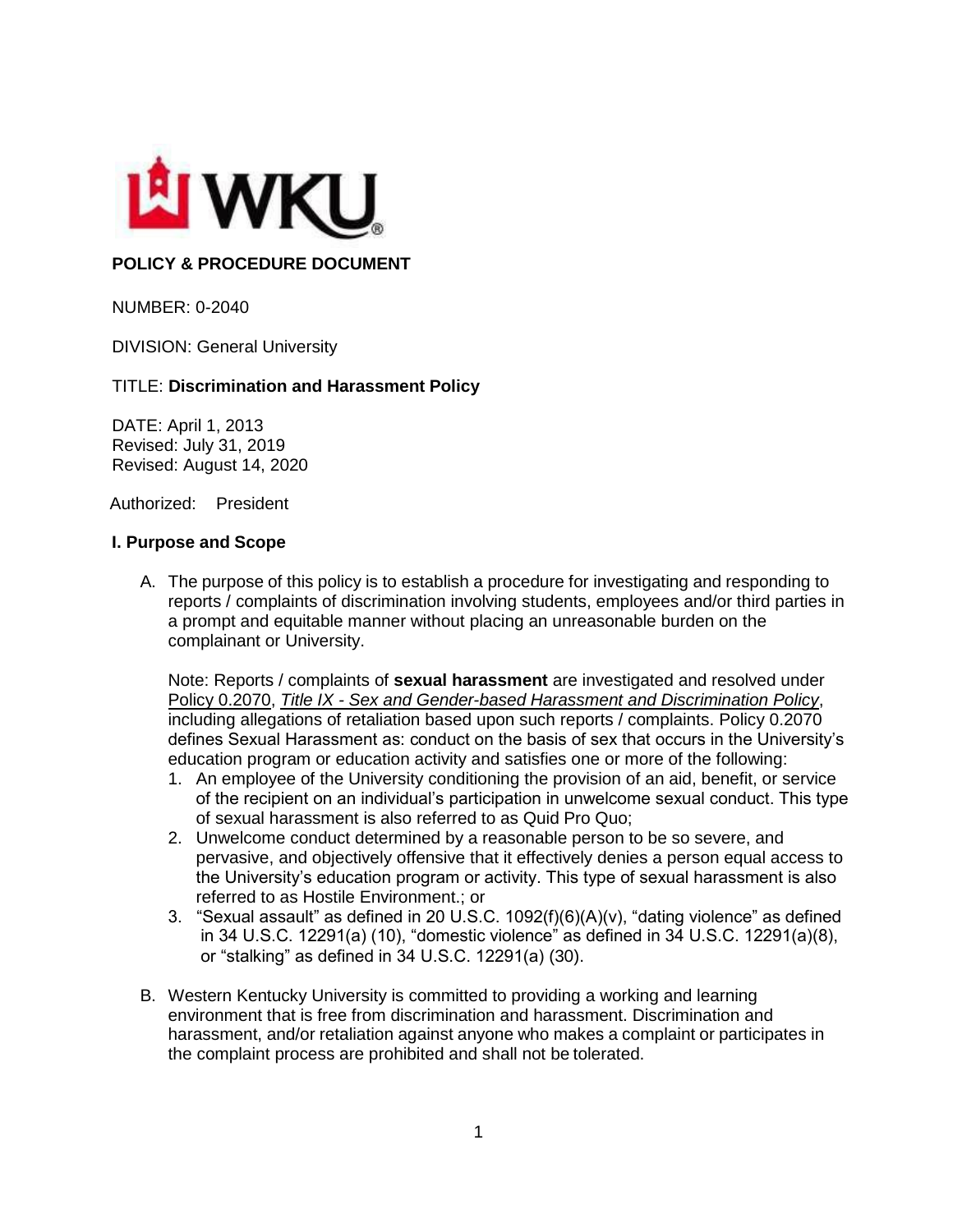**POLICY & PROCEDURE DOCUMENT**

NUMBER: 0-2040

DIVISION: General University

TITLE: **Discrimination and Harassment Policy**

DATE: April 1, 2013
Revised: July 31, 2019
Revised: August 14, 2020

Authorized: President

### I. Purpose and Scope

A. The purpose of this policy is to establish a procedure for investigating and responding to reports / complaints of discrimination involving students, employees and/or third parties in a prompt and equitable manner without placing an unreasonable burden on the complainant or University.

   Note: Reports / complaints of **sexual harassment** are investigated and resolved under Policy 0.2070, *Title IX - Sex and Gender-based Harassment and Discrimination Policy*, including allegations of retaliation based upon such reports / complaints. Policy 0.2070 defines Sexual Harassment as: conduct on the basis of sex that occurs in the University's education program or education activity and satisfies one or more of the following:

   1. An employee of the University conditioning the provision of an aid, benefit, or service of the recipient on an individual's participation in unwelcome sexual conduct. This type of sexual harassment is also referred to as Quid Pro Quo;
   2. Unwelcome conduct determined by a reasonable person to be so severe, and pervasive, and objectively offensive that it effectively denies a person equal access to the University's education program or activity. This type of sexual harassment is also referred to as Hostile Environment.; or
   3. "Sexual assault" as defined in 20 U.S.C. 1092(f)(6)(A)(v), "dating violence" as defined in 34 U.S.C. 12291(a) (10), "domestic violence" as defined in 34 U.S.C. 12291(a)(8), or "stalking" as defined in 34 U.S.C. 12291(a) (30).

B. Western Kentucky University is committed to providing a working and learning environment that is free from discrimination and harassment. Discrimination and harassment, and/or retaliation against anyone who makes a complaint or participates in the complaint process are prohibited and shall not be tolerated.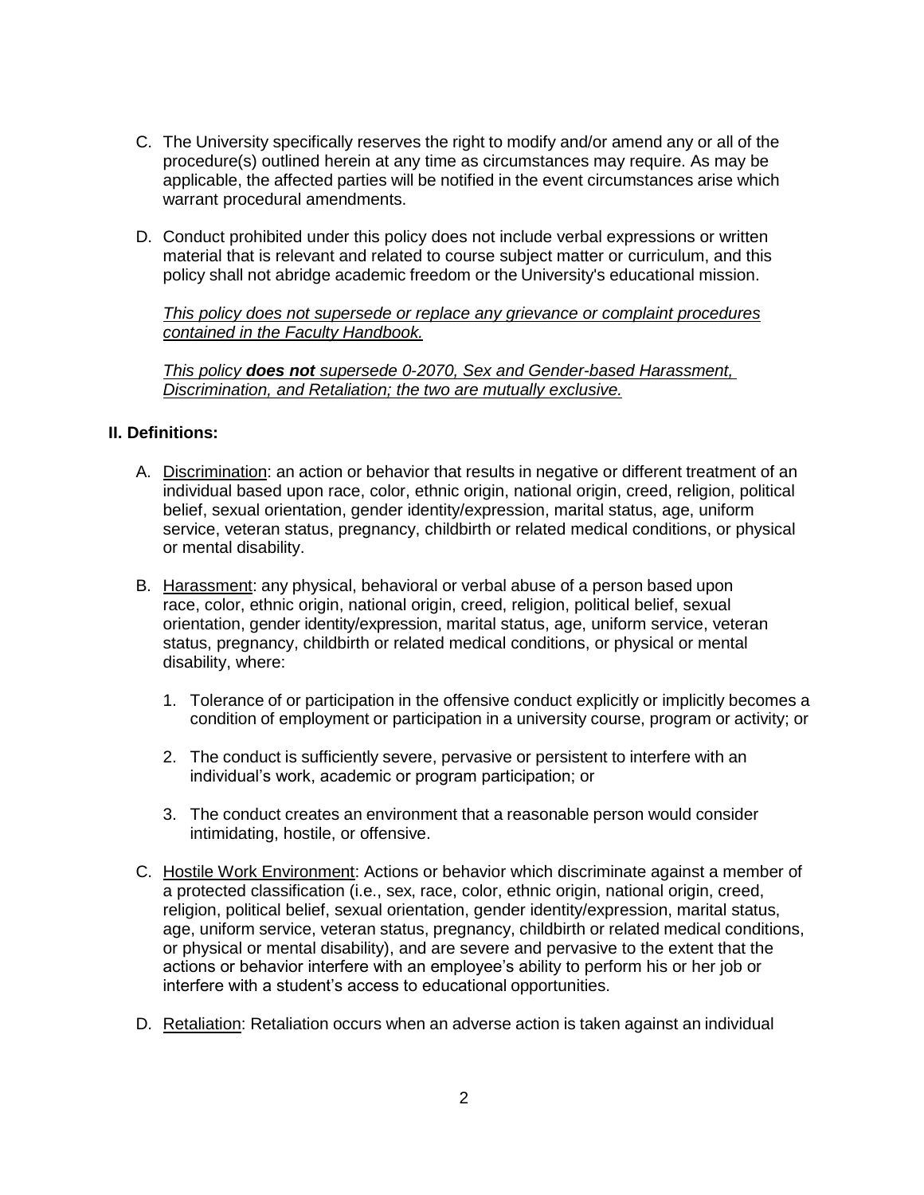C. The University specifically reserves the right to modify and/or amend any or all of the procedure(s) outlined herein at any time as circumstances may require. As may be applicable, the affected parties will be notified in the event circumstances arise which warrant procedural amendments.

D. Conduct prohibited under this policy does not include verbal expressions or written material that is relevant and related to course subject matter or curriculum, and this policy shall not abridge academic freedom or the University's educational mission.

   *This policy does not supersede or replace any grievance or complaint procedures contained in the Faculty Handbook.*

   *This policy* ***does not*** *supersede 0-2070, Sex and Gender-based Harassment, Discrimination, and Retaliation; the two are mutually exclusive.*

## II. Definitions:

A. Discrimination: an action or behavior that results in negative or different treatment of an individual based upon race, color, ethnic origin, national origin, creed, religion, political belief, sexual orientation, gender identity/expression, marital status, age, uniform service, veteran status, pregnancy, childbirth or related medical conditions, or physical or mental disability.

B. Harassment: any physical, behavioral or verbal abuse of a person based upon race, color, ethnic origin, national origin, creed, religion, political belief, sexual orientation, gender identity/expression, marital status, age, uniform service, veteran status, pregnancy, childbirth or related medical conditions, or physical or mental disability, where:

   1. Tolerance of or participation in the offensive conduct explicitly or implicitly becomes a condition of employment or participation in a university course, program or activity; or

   2. The conduct is sufficiently severe, pervasive or persistent to interfere with an individual's work, academic or program participation; or

   3. The conduct creates an environment that a reasonable person would consider intimidating, hostile, or offensive.

C. Hostile Work Environment: Actions or behavior which discriminate against a member of a protected classification (i.e., sex, race, color, ethnic origin, national origin, creed, religion, political belief, sexual orientation, gender identity/expression, marital status, age, uniform service, veteran status, pregnancy, childbirth or related medical conditions, or physical or mental disability), and are severe and pervasive to the extent that the actions or behavior interfere with an employee's ability to perform his or her job or interfere with a student's access to educational opportunities.

D. Retaliation: Retaliation occurs when an adverse action is taken against an individual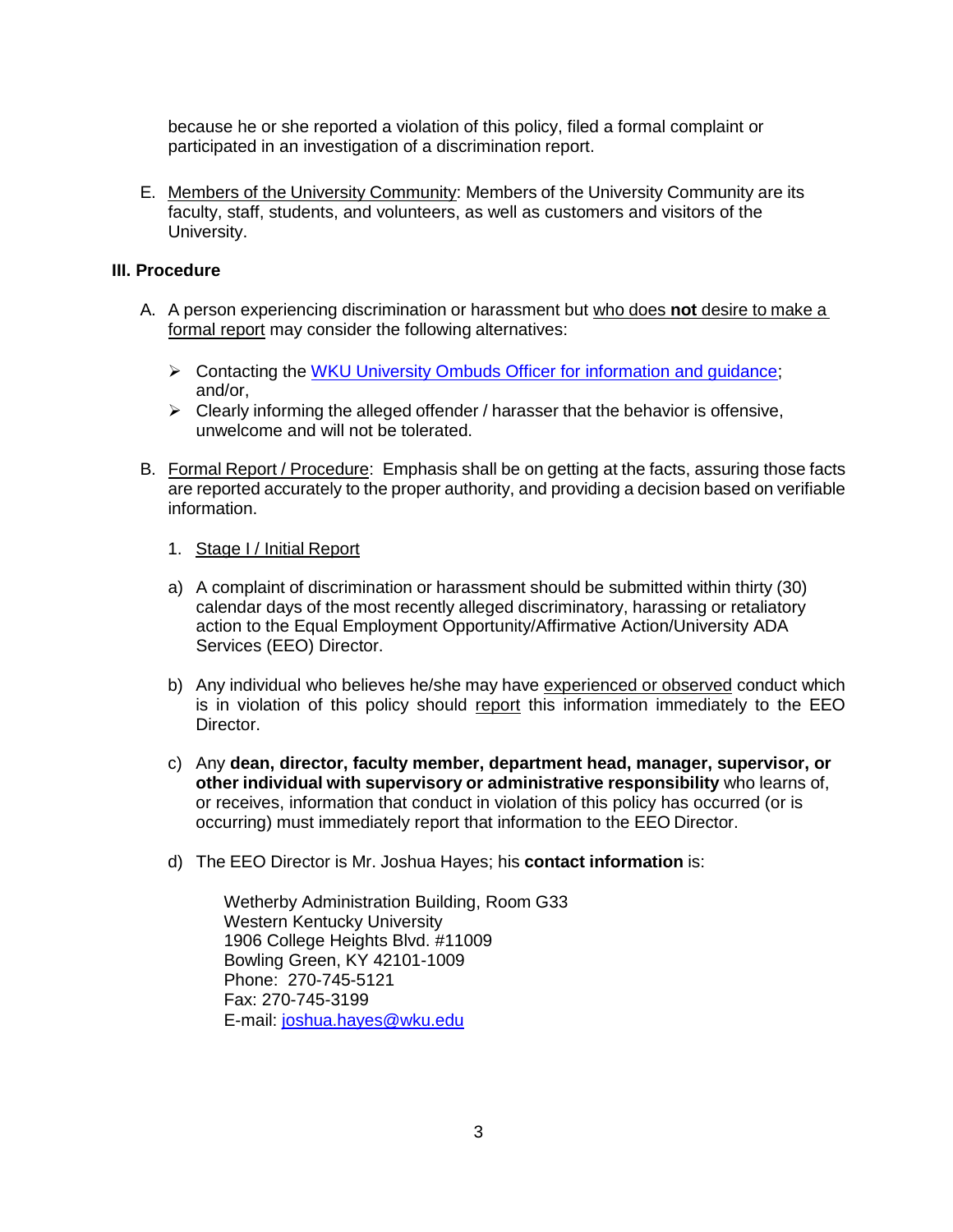because he or she reported a violation of this policy, filed a formal complaint or participated in an investigation of a discrimination report.

E. Members of the University Community: Members of the University Community are its faculty, staff, students, and volunteers, as well as customers and visitors of the University.

### III. Procedure

A. A person experiencing discrimination or harassment but who does **not** desire to make a formal report may consider the following alternatives:

- Contacting the [WKU University Ombuds Officer for information and guidance](); and/or,
- Clearly informing the alleged offender / harasser that the behavior is offensive, unwelcome and will not be tolerated.

B. Formal Report / Procedure: Emphasis shall be on getting at the facts, assuring those facts are reported accurately to the proper authority, and providing a decision based on verifiable information.

1. Stage I / Initial Report

a) A complaint of discrimination or harassment should be submitted within thirty (30) calendar days of the most recently alleged discriminatory, harassing or retaliatory action to the Equal Employment Opportunity/Affirmative Action/University ADA Services (EEO) Director.

b) Any individual who believes he/she may have experienced or observed conduct which is in violation of this policy should report this information immediately to the EEO Director.

c) Any **dean, director, faculty member, department head, manager, supervisor, or other individual with supervisory or administrative responsibility** who learns of, or receives, information that conduct in violation of this policy has occurred (or is occurring) must immediately report that information to the EEO Director.

d) The EEO Director is Mr. Joshua Hayes; his **contact information** is:

Wetherby Administration Building, Room G33
Western Kentucky University
1906 College Heights Blvd. #11009
Bowling Green, KY 42101-1009
Phone: 270-745-5121
Fax: 270-745-3199
E-mail: joshua.hayes@wku.edu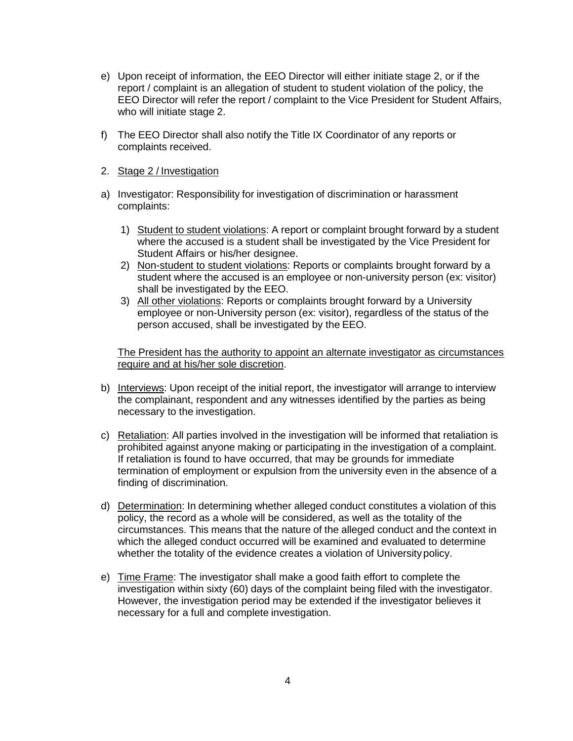e) Upon receipt of information, the EEO Director will either initiate stage 2, or if the report / complaint is an allegation of student to student violation of the policy, the EEO Director will refer the report / complaint to the Vice President for Student Affairs, who will initiate stage 2.

f) The EEO Director shall also notify the Title IX Coordinator of any reports or complaints received.

2. <u>Stage 2 / Investigation</u>

a) Investigator: Responsibility for investigation of discrimination or harassment complaints:

   1) <u>Student to student violations</u>: A report or complaint brought forward by a student where the accused is a student shall be investigated by the Vice President for Student Affairs or his/her designee.
   2) <u>Non-student to student violations</u>: Reports or complaints brought forward by a student where the accused is an employee or non-university person (ex: visitor) shall be investigated by the EEO.
   3) <u>All other violations</u>: Reports or complaints brought forward by a University employee or non-University person (ex: visitor), regardless of the status of the person accused, shall be investigated by the EEO.

   <u>The President has the authority to appoint an alternate investigator as circumstances require and at his/her sole discretion</u>.

b) <u>Interviews</u>: Upon receipt of the initial report, the investigator will arrange to interview the complainant, respondent and any witnesses identified by the parties as being necessary to the investigation.

c) <u>Retaliation</u>: All parties involved in the investigation will be informed that retaliation is prohibited against anyone making or participating in the investigation of a complaint. If retaliation is found to have occurred, that may be grounds for immediate termination of employment or expulsion from the university even in the absence of a finding of discrimination.

d) <u>Determination</u>: In determining whether alleged conduct constitutes a violation of this policy, the record as a whole will be considered, as well as the totality of the circumstances. This means that the nature of the alleged conduct and the context in which the alleged conduct occurred will be examined and evaluated to determine whether the totality of the evidence creates a violation of University policy.

e) <u>Time Frame</u>: The investigator shall make a good faith effort to complete the investigation within sixty (60) days of the complaint being filed with the investigator. However, the investigation period may be extended if the investigator believes it necessary for a full and complete investigation.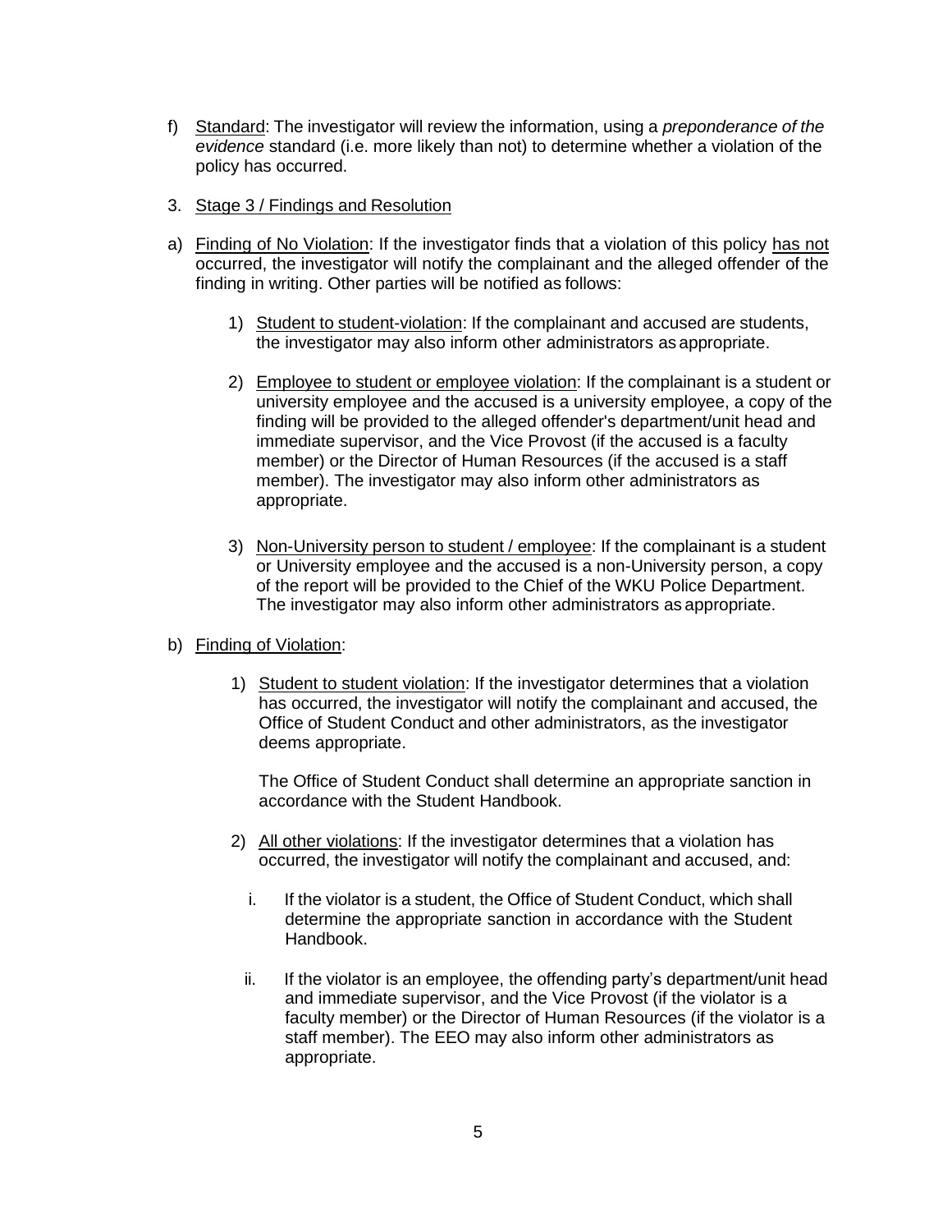f) Standard: The investigator will review the information, using a *preponderance of the evidence* standard (i.e. more likely than not) to determine whether a violation of the policy has occurred.

3. Stage 3 / Findings and Resolution

a) Finding of No Violation: If the investigator finds that a violation of this policy has not occurred, the investigator will notify the complainant and the alleged offender of the finding in writing. Other parties will be notified as follows:

   1) Student to student-violation: If the complainant and accused are students, the investigator may also inform other administrators as appropriate.

   2) Employee to student or employee violation: If the complainant is a student or university employee and the accused is a university employee, a copy of the finding will be provided to the alleged offender's department/unit head and immediate supervisor, and the Vice Provost (if the accused is a faculty member) or the Director of Human Resources (if the accused is a staff member). The investigator may also inform other administrators as appropriate.

   3) Non-University person to student / employee: If the complainant is a student or University employee and the accused is a non-University person, a copy of the report will be provided to the Chief of the WKU Police Department. The investigator may also inform other administrators as appropriate.

b) Finding of Violation:

   1) Student to student violation: If the investigator determines that a violation has occurred, the investigator will notify the complainant and accused, the Office of Student Conduct and other administrators, as the investigator deems appropriate.

      The Office of Student Conduct shall determine an appropriate sanction in accordance with the Student Handbook.

   2) All other violations: If the investigator determines that a violation has occurred, the investigator will notify the complainant and accused, and:

      i. If the violator is a student, the Office of Student Conduct, which shall determine the appropriate sanction in accordance with the Student Handbook.

      ii. If the violator is an employee, the offending party's department/unit head and immediate supervisor, and the Vice Provost (if the violator is a faculty member) or the Director of Human Resources (if the violator is a staff member). The EEO may also inform other administrators as appropriate.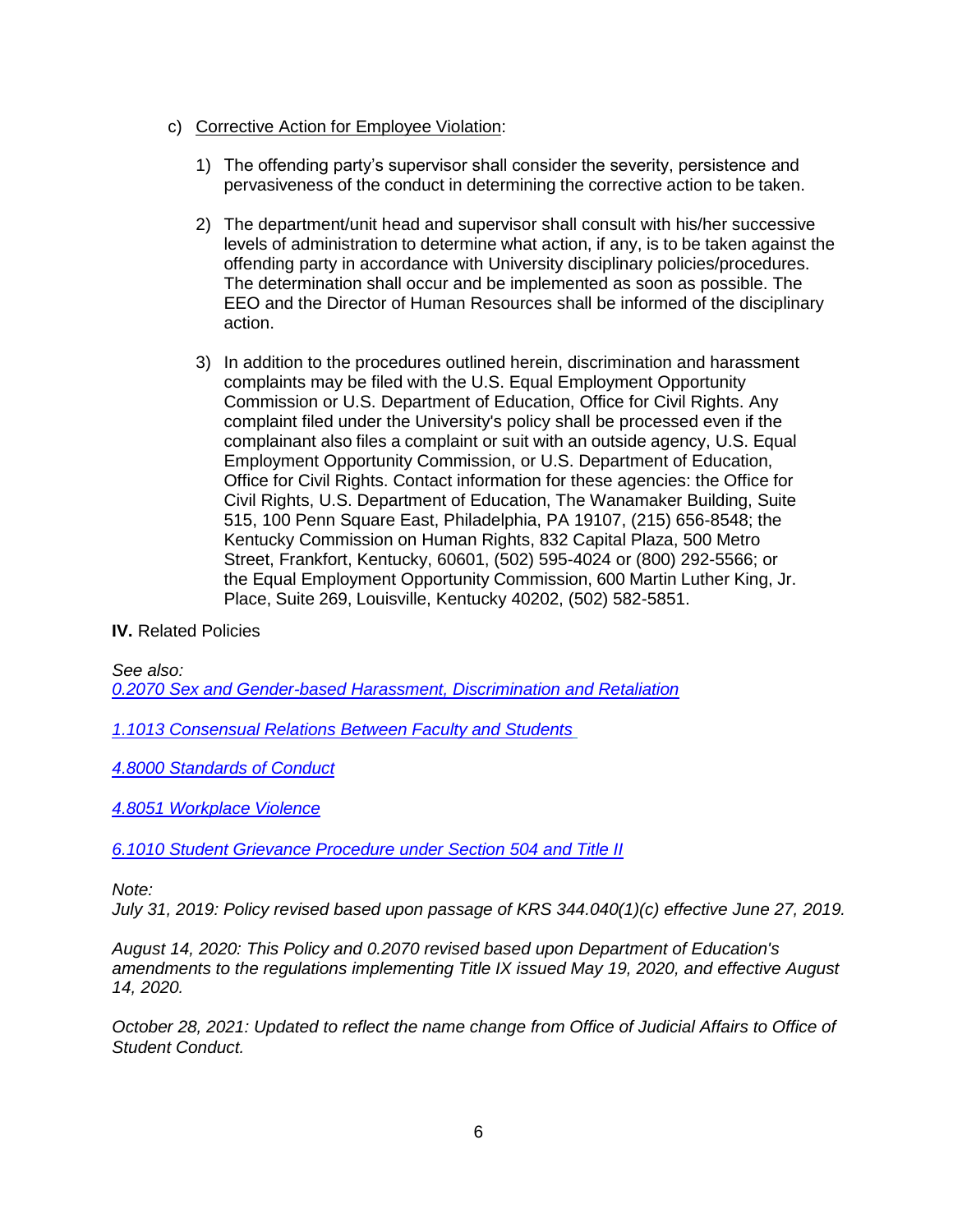c) Corrective Action for Employee Violation:

1) The offending party's supervisor shall consider the severity, persistence and pervasiveness of the conduct in determining the corrective action to be taken.

2) The department/unit head and supervisor shall consult with his/her successive levels of administration to determine what action, if any, is to be taken against the offending party in accordance with University disciplinary policies/procedures. The determination shall occur and be implemented as soon as possible. The EEO and the Director of Human Resources shall be informed of the disciplinary action.

3) In addition to the procedures outlined herein, discrimination and harassment complaints may be filed with the U.S. Equal Employment Opportunity Commission or U.S. Department of Education, Office for Civil Rights. Any complaint filed under the University's policy shall be processed even if the complainant also files a complaint or suit with an outside agency, U.S. Equal Employment Opportunity Commission, or U.S. Department of Education, Office for Civil Rights. Contact information for these agencies: the Office for Civil Rights, U.S. Department of Education, The Wanamaker Building, Suite 515, 100 Penn Square East, Philadelphia, PA 19107, (215) 656-8548; the Kentucky Commission on Human Rights, 832 Capital Plaza, 500 Metro Street, Frankfort, Kentucky, 60601, (502) 595-4024 or (800) 292-5566; or the Equal Employment Opportunity Commission, 600 Martin Luther King, Jr. Place, Suite 269, Louisville, Kentucky 40202, (502) 582-5851.

**IV.** Related Policies

*See also:*
*0.2070 Sex and Gender-based Harassment, Discrimination and Retaliation*

*1.1013 Consensual Relations Between Faculty and Students*

*4.8000 Standards of Conduct*

*4.8051 Workplace Violence*

*6.1010 Student Grievance Procedure under Section 504 and Title II*

*Note:*
*July 31, 2019: Policy revised based upon passage of KRS 344.040(1)(c) effective June 27, 2019.*

*August 14, 2020: This Policy and 0.2070 revised based upon Department of Education's amendments to the regulations implementing Title IX issued May 19, 2020, and effective August 14, 2020.*

*October 28, 2021: Updated to reflect the name change from Office of Judicial Affairs to Office of Student Conduct.*